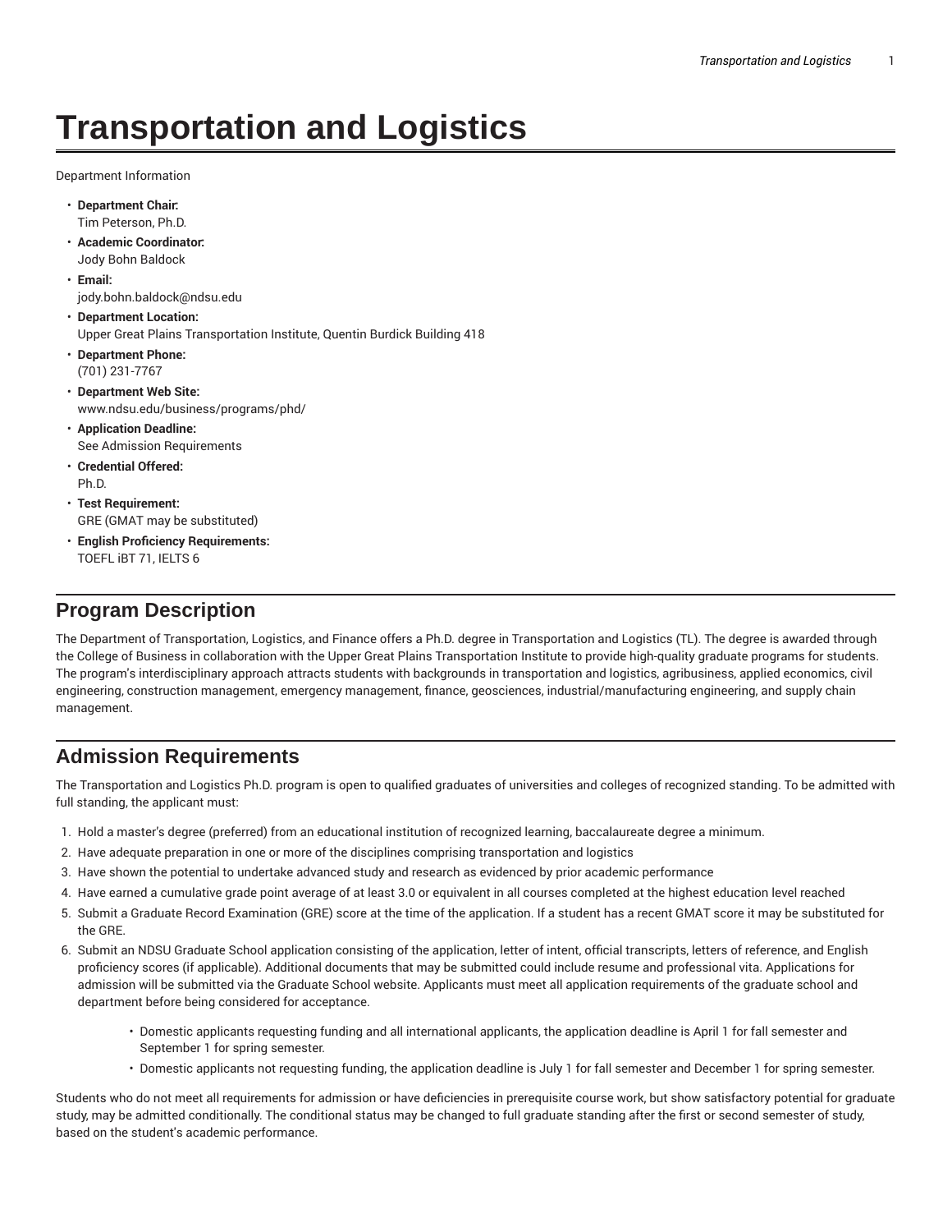# Transportation and Logistics

Department Information

- **Department Chair:**
  Tim Peterson, Ph.D.
- **Academic Coordinator:**
  Jody Bohn Baldock
- **Email:**
  jody.bohn.baldock@ndsu.edu
- **Department Location:**
  Upper Great Plains Transportation Institute, Quentin Burdick Building 418
- **Department Phone:**
  (701) 231-7767
- **Department Web Site:**
  www.ndsu.edu/business/programs/phd/
- **Application Deadline:**
  See Admission Requirements
- **Credential Offered:**
  Ph.D.
- **Test Requirement:**
  GRE (GMAT may be substituted)
- **English Proficiency Requirements:**
  TOEFL iBT 71, IELTS 6

## Program Description

The Department of Transportation, Logistics, and Finance offers a Ph.D. degree in Transportation and Logistics (TL). The degree is awarded through the College of Business in collaboration with the Upper Great Plains Transportation Institute to provide high-quality graduate programs for students. The program's interdisciplinary approach attracts students with backgrounds in transportation and logistics, agribusiness, applied economics, civil engineering, construction management, emergency management, finance, geosciences, industrial/manufacturing engineering, and supply chain management.

## Admission Requirements

The Transportation and Logistics Ph.D. program is open to qualified graduates of universities and colleges of recognized standing. To be admitted with full standing, the applicant must:

1. Hold a master's degree (preferred) from an educational institution of recognized learning, baccalaureate degree a minimum.
2. Have adequate preparation in one or more of the disciplines comprising transportation and logistics
3. Have shown the potential to undertake advanced study and research as evidenced by prior academic performance
4. Have earned a cumulative grade point average of at least 3.0 or equivalent in all courses completed at the highest education level reached
5. Submit a Graduate Record Examination (GRE) score at the time of the application. If a student has a recent GMAT score it may be substituted for the GRE.
6. Submit an NDSU Graduate School application consisting of the application, letter of intent, official transcripts, letters of reference, and English proficiency scores (if applicable). Additional documents that may be submitted could include resume and professional vita. Applications for admission will be submitted via the Graduate School website. Applicants must meet all application requirements of the graduate school and department before being considered for acceptance.
   - Domestic applicants requesting funding and all international applicants, the application deadline is April 1 for fall semester and September 1 for spring semester.
   - Domestic applicants not requesting funding, the application deadline is July 1 for fall semester and December 1 for spring semester.

Students who do not meet all requirements for admission or have deficiencies in prerequisite course work, but show satisfactory potential for graduate study, may be admitted conditionally. The conditional status may be changed to full graduate standing after the first or second semester of study, based on the student's academic performance.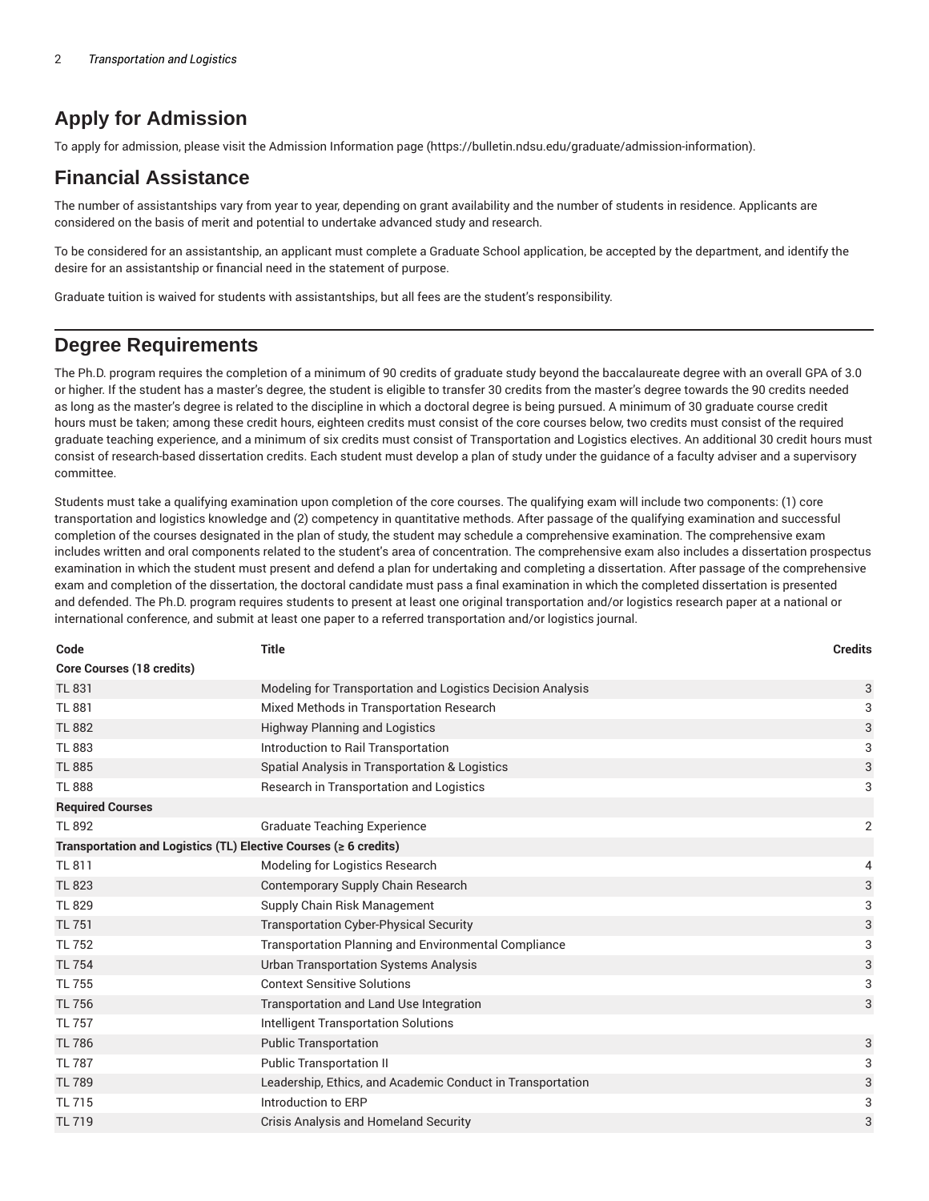## Apply for Admission

To apply for admission, please visit the Admission Information page (https://bulletin.ndsu.edu/graduate/admission-information).

## Financial Assistance

The number of assistantships vary from year to year, depending on grant availability and the number of students in residence. Applicants are considered on the basis of merit and potential to undertake advanced study and research.

To be considered for an assistantship, an applicant must complete a Graduate School application, be accepted by the department, and identify the desire for an assistantship or financial need in the statement of purpose.

Graduate tuition is waived for students with assistantships, but all fees are the student's responsibility.

## Degree Requirements

The Ph.D. program requires the completion of a minimum of 90 credits of graduate study beyond the baccalaureate degree with an overall GPA of 3.0 or higher. If the student has a master's degree, the student is eligible to transfer 30 credits from the master's degree towards the 90 credits needed as long as the master's degree is related to the discipline in which a doctoral degree is being pursued. A minimum of 30 graduate course credit hours must be taken; among these credit hours, eighteen credits must consist of the core courses below, two credits must consist of the required graduate teaching experience, and a minimum of six credits must consist of Transportation and Logistics electives. An additional 30 credit hours must consist of research-based dissertation credits. Each student must develop a plan of study under the guidance of a faculty adviser and a supervisory committee.

Students must take a qualifying examination upon completion of the core courses. The qualifying exam will include two components: (1) core transportation and logistics knowledge and (2) competency in quantitative methods. After passage of the qualifying examination and successful completion of the courses designated in the plan of study, the student may schedule a comprehensive examination. The comprehensive exam includes written and oral components related to the student's area of concentration. The comprehensive exam also includes a dissertation prospectus examination in which the student must present and defend a plan for undertaking and completing a dissertation. After passage of the comprehensive exam and completion of the dissertation, the doctoral candidate must pass a final examination in which the completed dissertation is presented and defended. The Ph.D. program requires students to present at least one original transportation and/or logistics research paper at a national or international conference, and submit at least one paper to a referred transportation and/or logistics journal.

| Code | Title | Credits |
|---|---|---|
| **Core Courses (18 credits)** | | |
| TL 831 | Modeling for Transportation and Logistics Decision Analysis | 3 |
| TL 881 | Mixed Methods in Transportation Research | 3 |
| TL 882 | Highway Planning and Logistics | 3 |
| TL 883 | Introduction to Rail Transportation | 3 |
| TL 885 | Spatial Analysis in Transportation & Logistics | 3 |
| TL 888 | Research in Transportation and Logistics | 3 |
| **Required Courses** | | |
| TL 892 | Graduate Teaching Experience | 2 |
| **Transportation and Logistics (TL) Elective Courses (≥ 6 credits)** | | |
| TL 811 | Modeling for Logistics Research | 4 |
| TL 823 | Contemporary Supply Chain Research | 3 |
| TL 829 | Supply Chain Risk Management | 3 |
| TL 751 | Transportation Cyber-Physical Security | 3 |
| TL 752 | Transportation Planning and Environmental Compliance | 3 |
| TL 754 | Urban Transportation Systems Analysis | 3 |
| TL 755 | Context Sensitive Solutions | 3 |
| TL 756 | Transportation and Land Use Integration | 3 |
| TL 757 | Intelligent Transportation Solutions | |
| TL 786 | Public Transportation | 3 |
| TL 787 | Public Transportation II | 3 |
| TL 789 | Leadership, Ethics, and Academic Conduct in Transportation | 3 |
| TL 715 | Introduction to ERP | 3 |
| TL 719 | Crisis Analysis and Homeland Security | 3 |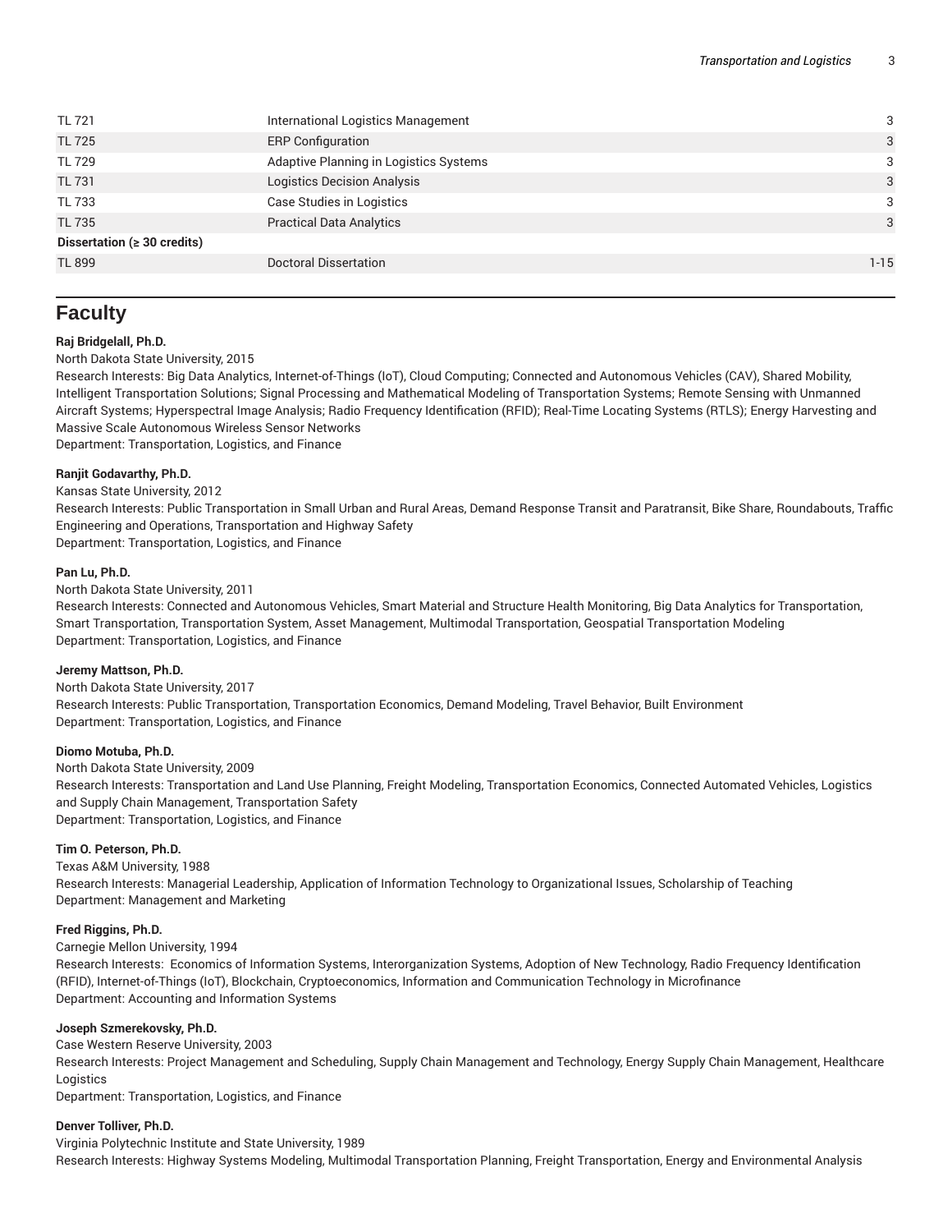| | | |
|---|---|---|
| TL 721 | International Logistics Management | 3 |
| TL 725 | ERP Configuration | 3 |
| TL 729 | Adaptive Planning in Logistics Systems | 3 |
| TL 731 | Logistics Decision Analysis | 3 |
| TL 733 | Case Studies in Logistics | 3 |
| TL 735 | Practical Data Analytics | 3 |
| **Dissertation (≥ 30 credits)** | | |
| TL 899 | Doctoral Dissertation | 1-15 |

## Faculty

**Raj Bridgelall, Ph.D.**
North Dakota State University, 2015
Research Interests: Big Data Analytics, Internet-of-Things (IoT), Cloud Computing; Connected and Autonomous Vehicles (CAV), Shared Mobility, Intelligent Transportation Solutions; Signal Processing and Mathematical Modeling of Transportation Systems; Remote Sensing with Unmanned Aircraft Systems; Hyperspectral Image Analysis; Radio Frequency Identification (RFID); Real-Time Locating Systems (RTLS); Energy Harvesting and Massive Scale Autonomous Wireless Sensor Networks
Department: Transportation, Logistics, and Finance

**Ranjit Godavarthy, Ph.D.**
Kansas State University, 2012
Research Interests: Public Transportation in Small Urban and Rural Areas, Demand Response Transit and Paratransit, Bike Share, Roundabouts, Traffic Engineering and Operations, Transportation and Highway Safety
Department: Transportation, Logistics, and Finance

**Pan Lu, Ph.D.**
North Dakota State University, 2011
Research Interests: Connected and Autonomous Vehicles, Smart Material and Structure Health Monitoring, Big Data Analytics for Transportation, Smart Transportation, Transportation System, Asset Management, Multimodal Transportation, Geospatial Transportation Modeling
Department: Transportation, Logistics, and Finance

**Jeremy Mattson, Ph.D.**
North Dakota State University, 2017
Research Interests: Public Transportation, Transportation Economics, Demand Modeling, Travel Behavior, Built Environment
Department: Transportation, Logistics, and Finance

**Diomo Motuba, Ph.D.**
North Dakota State University, 2009
Research Interests: Transportation and Land Use Planning, Freight Modeling, Transportation Economics, Connected Automated Vehicles, Logistics and Supply Chain Management, Transportation Safety
Department: Transportation, Logistics, and Finance

**Tim O. Peterson, Ph.D.**
Texas A&M University, 1988
Research Interests: Managerial Leadership, Application of Information Technology to Organizational Issues, Scholarship of Teaching
Department: Management and Marketing

**Fred Riggins, Ph.D.**
Carnegie Mellon University, 1994
Research Interests: Economics of Information Systems, Interorganization Systems, Adoption of New Technology, Radio Frequency Identification (RFID), Internet-of-Things (IoT), Blockchain, Cryptoeconomics, Information and Communication Technology in Microfinance
Department: Accounting and Information Systems

**Joseph Szmerekovsky, Ph.D.**
Case Western Reserve University, 2003
Research Interests: Project Management and Scheduling, Supply Chain Management and Technology, Energy Supply Chain Management, Healthcare Logistics
Department: Transportation, Logistics, and Finance

**Denver Tolliver, Ph.D.**
Virginia Polytechnic Institute and State University, 1989
Research Interests: Highway Systems Modeling, Multimodal Transportation Planning, Freight Transportation, Energy and Environmental Analysis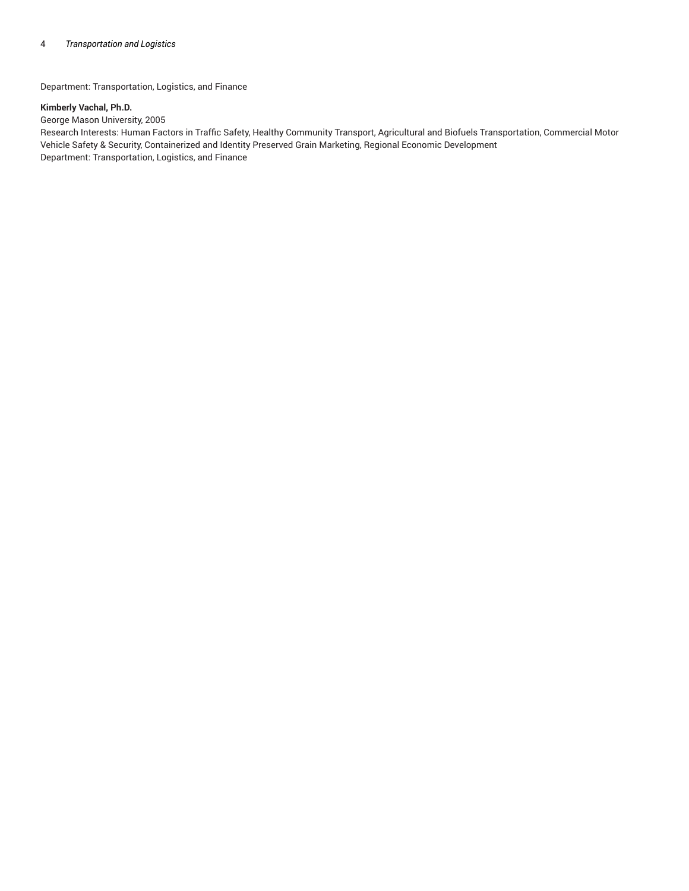Department: Transportation, Logistics, and Finance

**Kimberly Vachal, Ph.D.**
George Mason University, 2005
Research Interests: Human Factors in Traffic Safety, Healthy Community Transport, Agricultural and Biofuels Transportation, Commercial Motor Vehicle Safety & Security, Containerized and Identity Preserved Grain Marketing, Regional Economic Development
Department: Transportation, Logistics, and Finance